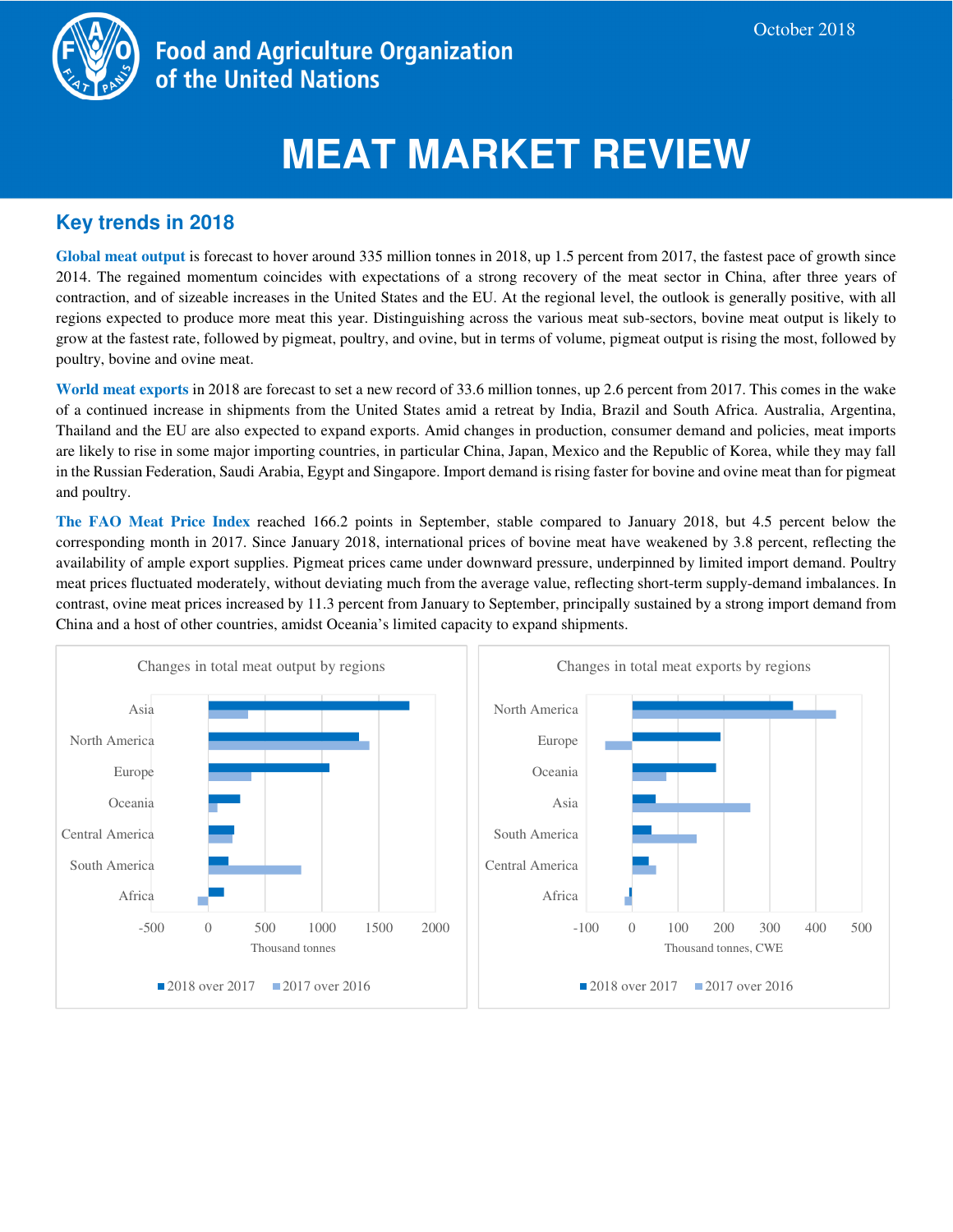October 2018

Food and Agriculture Organization of the United Nations

# MEAT MARKET REVIEW

## Key trends in 2018

**Global meat output** is forecast to hover around 335 million tonnes in 2018, up 1.5 percent from 2017, the fastest pace of growth since 2014. The regained momentum coincides with expectations of a strong recovery of the meat sector in China, after three years of contraction, and of sizeable increases in the United States and the EU. At the regional level, the outlook is generally positive, with all regions expected to produce more meat this year. Distinguishing across the various meat sub-sectors, bovine meat output is likely to grow at the fastest rate, followed by pigmeat, poultry, and ovine, but in terms of volume, pigmeat output is rising the most, followed by poultry, bovine and ovine meat.

**World meat exports** in 2018 are forecast to set a new record of 33.6 million tonnes, up 2.6 percent from 2017. This comes in the wake of a continued increase in shipments from the United States amid a retreat by India, Brazil and South Africa. Australia, Argentina, Thailand and the EU are also expected to expand exports. Amid changes in production, consumer demand and policies, meat imports are likely to rise in some major importing countries, in particular China, Japan, Mexico and the Republic of Korea, while they may fall in the Russian Federation, Saudi Arabia, Egypt and Singapore. Import demand is rising faster for bovine and ovine meat than for pigmeat and poultry.

**The FAO Meat Price Index** reached 166.2 points in September, stable compared to January 2018, but 4.5 percent below the corresponding month in 2017. Since January 2018, international prices of bovine meat have weakened by 3.8 percent, reflecting the availability of ample export supplies. Pigmeat prices came under downward pressure, underpinned by limited import demand. Poultry meat prices fluctuated moderately, without deviating much from the average value, reflecting short-term supply-demand imbalances. In contrast, ovine meat prices increased by 11.3 percent from January to September, principally sustained by a strong import demand from China and a host of other countries, amidst Oceania's limited capacity to expand shipments.

Changes in total meat output by regions (Thousand tonnes; ■ 2018 over 2017, ■ 2017 over 2016)

Regions: Asia, North America, Europe, Oceania, Central America, South America, Africa

Changes in total meat exports by regions (Thousand tonnes, CWE; ■ 2018 over 2017, ■ 2017 over 2016)

Regions: North America, Europe, Oceania, Asia, South America, Central America, Africa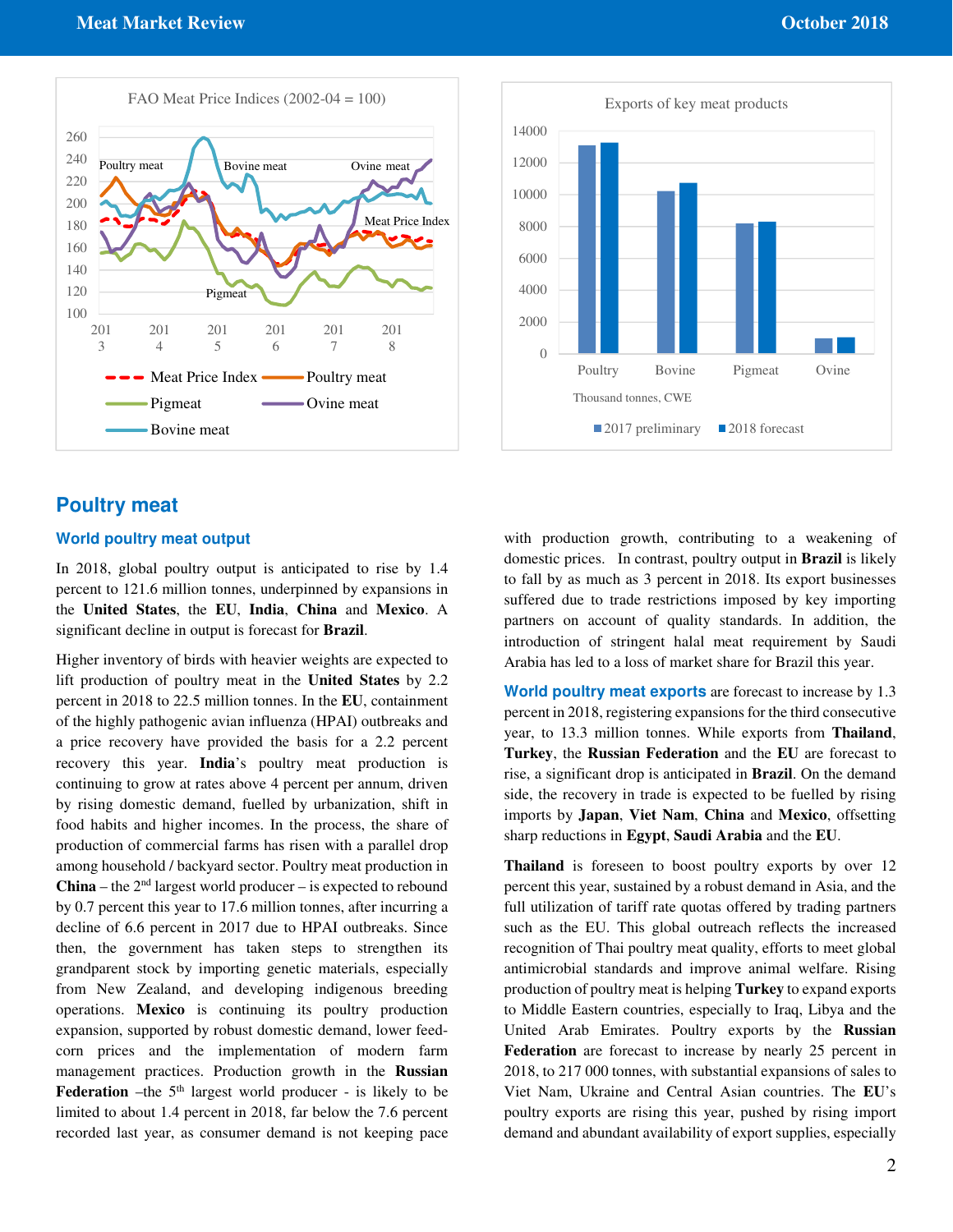## Poultry meat

### World poultry meat output

In 2018, global poultry output is anticipated to rise by 1.4 percent to 121.6 million tonnes, underpinned by expansions in the **United States**, the **EU**, **India**, **China** and **Mexico**. A significant decline in output is forecast for **Brazil**.

Higher inventory of birds with heavier weights are expected to lift production of poultry meat in the **United States** by 2.2 percent in 2018 to 22.5 million tonnes. In the **EU**, containment of the highly pathogenic avian influenza (HPAI) outbreaks and a price recovery have provided the basis for a 2.2 percent recovery this year. **India**'s poultry meat production is continuing to grow at rates above 4 percent per annum, driven by rising domestic demand, fuelled by urbanization, shift in food habits and higher incomes. In the process, the share of production of commercial farms has risen with a parallel drop among household / backyard sector. Poultry meat production in **China** – the 2nd largest world producer – is expected to rebound by 0.7 percent this year to 17.6 million tonnes, after incurring a decline of 6.6 percent in 2017 due to HPAI outbreaks. Since then, the government has taken steps to strengthen its grandparent stock by importing genetic materials, especially from New Zealand, and developing indigenous breeding operations. **Mexico** is continuing its poultry production expansion, supported by robust domestic demand, lower feed-corn prices and the implementation of modern farm management practices. Production growth in the **Russian Federation** –the 5th largest world producer - is likely to be limited to about 1.4 percent in 2018, far below the 7.6 percent recorded last year, as consumer demand is not keeping pace with production growth, contributing to a weakening of domestic prices. In contrast, poultry output in **Brazil** is likely to fall by as much as 3 percent in 2018. Its export businesses suffered due to trade restrictions imposed by key importing partners on account of quality standards. In addition, the introduction of stringent halal meat requirement by Saudi Arabia has led to a loss of market share for Brazil this year.

**World poultry meat exports** are forecast to increase by 1.3 percent in 2018, registering expansions for the third consecutive year, to 13.3 million tonnes. While exports from **Thailand**, **Turkey**, the **Russian Federation** and the **EU** are forecast to rise, a significant drop is anticipated in **Brazil**. On the demand side, the recovery in trade is expected to be fuelled by rising imports by **Japan**, **Viet Nam**, **China** and **Mexico**, offsetting sharp reductions in **Egypt**, **Saudi Arabia** and the **EU**.

**Thailand** is foreseen to boost poultry exports by over 12 percent this year, sustained by a robust demand in Asia, and the full utilization of tariff rate quotas offered by trading partners such as the EU. This global outreach reflects the increased recognition of Thai poultry meat quality, efforts to meet global antimicrobial standards and improve animal welfare. Rising production of poultry meat is helping **Turkey** to expand exports to Middle Eastern countries, especially to Iraq, Libya and the United Arab Emirates. Poultry exports by the **Russian Federation** are forecast to increase by nearly 25 percent in 2018, to 217 000 tonnes, with substantial expansions of sales to Viet Nam, Ukraine and Central Asian countries. The **EU**'s poultry exports are rising this year, pushed by rising import demand and abundant availability of export supplies, especially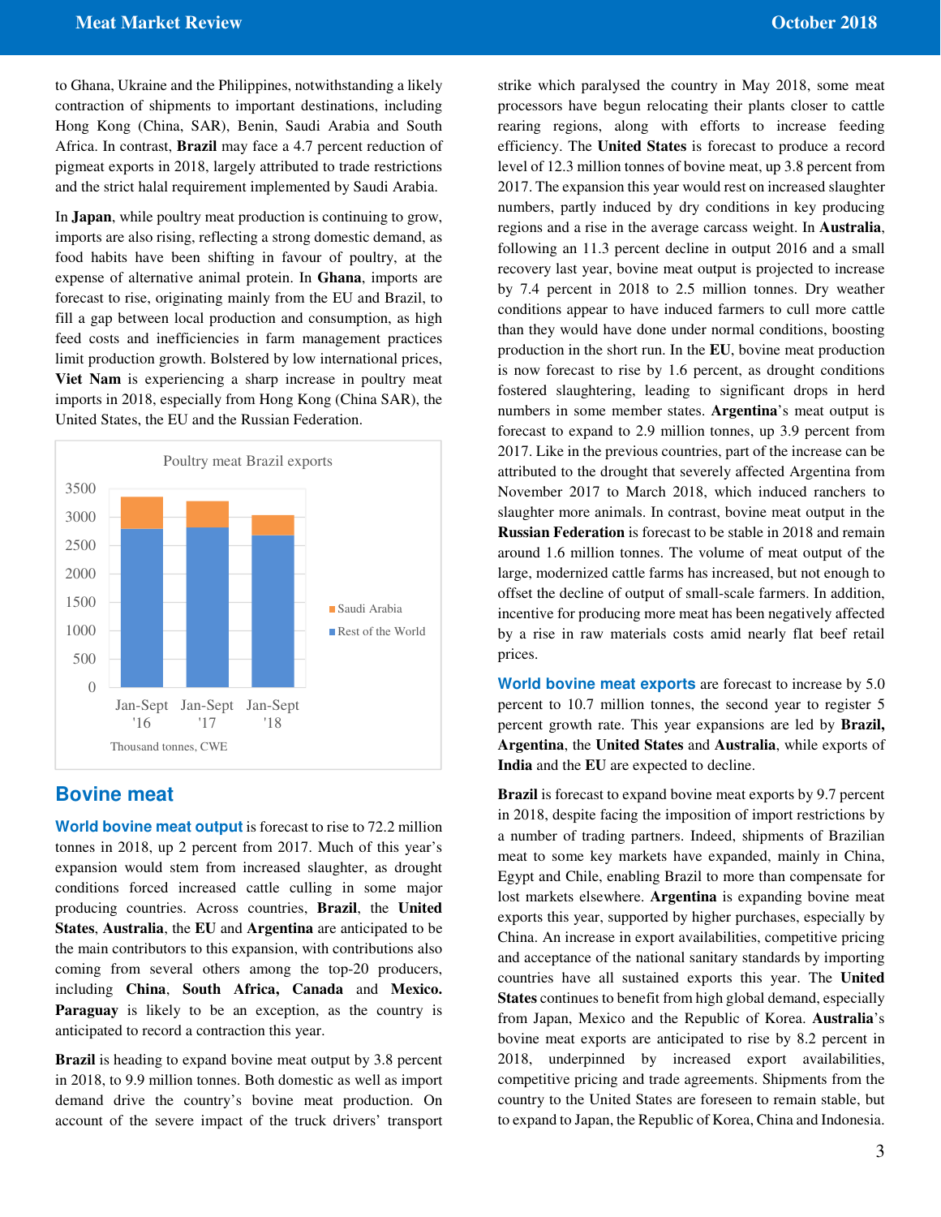to Ghana, Ukraine and the Philippines, notwithstanding a likely contraction of shipments to important destinations, including Hong Kong (China, SAR), Benin, Saudi Arabia and South Africa. In contrast, **Brazil** may face a 4.7 percent reduction of pigmeat exports in 2018, largely attributed to trade restrictions and the strict halal requirement implemented by Saudi Arabia.

In **Japan**, while poultry meat production is continuing to grow, imports are also rising, reflecting a strong domestic demand, as food habits have been shifting in favour of poultry, at the expense of alternative animal protein. In **Ghana**, imports are forecast to rise, originating mainly from the EU and Brazil, to fill a gap between local production and consumption, as high feed costs and inefficiencies in farm management practices limit production growth. Bolstered by low international prices, **Viet Nam** is experiencing a sharp increase in poultry meat imports in 2018, especially from Hong Kong (China SAR), the United States, the EU and the Russian Federation.

Poultry meat Brazil exports

| | Jan-Sept '16 | Jan-Sept '17 | Jan-Sept '18 |
|---|---|---|---|
| Saudi Arabia | | | |
| Rest of the World | | | |

Thousand tonnes, CWE

## Bovine meat

**World bovine meat output** is forecast to rise to 72.2 million tonnes in 2018, up 2 percent from 2017. Much of this year's expansion would stem from increased slaughter, as drought conditions forced increased cattle culling in some major producing countries. Across countries, **Brazil**, the **United States**, **Australia**, the **EU** and **Argentina** are anticipated to be the main contributors to this expansion, with contributions also coming from several others among the top-20 producers, including **China**, **South Africa, Canada** and **Mexico. Paraguay** is likely to be an exception, as the country is anticipated to record a contraction this year.

**Brazil** is heading to expand bovine meat output by 3.8 percent in 2018, to 9.9 million tonnes. Both domestic as well as import demand drive the country's bovine meat production. On account of the severe impact of the truck drivers' transport strike which paralysed the country in May 2018, some meat processors have begun relocating their plants closer to cattle rearing regions, along with efforts to increase feeding efficiency. The **United States** is forecast to produce a record level of 12.3 million tonnes of bovine meat, up 3.8 percent from 2017. The expansion this year would rest on increased slaughter numbers, partly induced by dry conditions in key producing regions and a rise in the average carcass weight. In **Australia**, following an 11.3 percent decline in output 2016 and a small recovery last year, bovine meat output is projected to increase by 7.4 percent in 2018 to 2.5 million tonnes. Dry weather conditions appear to have induced farmers to cull more cattle than they would have done under normal conditions, boosting production in the short run. In the **EU**, bovine meat production is now forecast to rise by 1.6 percent, as drought conditions fostered slaughtering, leading to significant drops in herd numbers in some member states. **Argentina**'s meat output is forecast to expand to 2.9 million tonnes, up 3.9 percent from 2017. Like in the previous countries, part of the increase can be attributed to the drought that severely affected Argentina from November 2017 to March 2018, which induced ranchers to slaughter more animals. In contrast, bovine meat output in the **Russian Federation** is forecast to be stable in 2018 and remain around 1.6 million tonnes. The volume of meat output of the large, modernized cattle farms has increased, but not enough to offset the decline of output of small-scale farmers. In addition, incentive for producing more meat has been negatively affected by a rise in raw materials costs amid nearly flat beef retail prices.

**World bovine meat exports** are forecast to increase by 5.0 percent to 10.7 million tonnes, the second year to register 5 percent growth rate. This year expansions are led by **Brazil, Argentina**, the **United States** and **Australia**, while exports of **India** and the **EU** are expected to decline.

**Brazil** is forecast to expand bovine meat exports by 9.7 percent in 2018, despite facing the imposition of import restrictions by a number of trading partners. Indeed, shipments of Brazilian meat to some key markets have expanded, mainly in China, Egypt and Chile, enabling Brazil to more than compensate for lost markets elsewhere. **Argentina** is expanding bovine meat exports this year, supported by higher purchases, especially by China. An increase in export availabilities, competitive pricing and acceptance of the national sanitary standards by importing countries have all sustained exports this year. The **United States** continues to benefit from high global demand, especially from Japan, Mexico and the Republic of Korea. **Australia**'s bovine meat exports are anticipated to rise by 8.2 percent in 2018, underpinned by increased export availabilities, competitive pricing and trade agreements. Shipments from the country to the United States are foreseen to remain stable, but to expand to Japan, the Republic of Korea, China and Indonesia.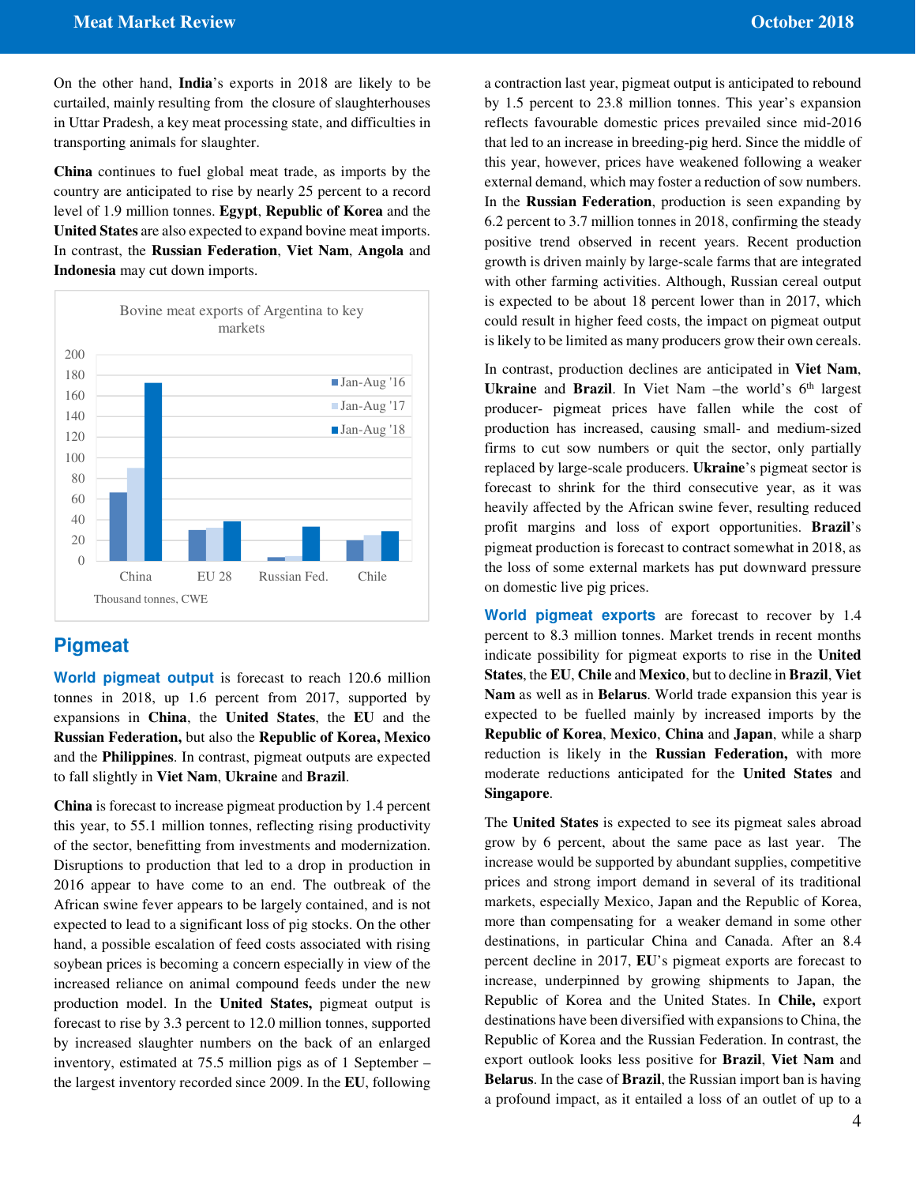On the other hand, **India**'s exports in 2018 are likely to be curtailed, mainly resulting from the closure of slaughterhouses in Uttar Pradesh, a key meat processing state, and difficulties in transporting animals for slaughter.

**China** continues to fuel global meat trade, as imports by the country are anticipated to rise by nearly 25 percent to a record level of 1.9 million tonnes. **Egypt**, **Republic of Korea** and the **United States** are also expected to expand bovine meat imports. In contrast, the **Russian Federation**, **Viet Nam**, **Angola** and **Indonesia** may cut down imports.

Bovine meat exports of Argentina to key markets

| | Jan-Aug '16 | Jan-Aug '17 | Jan-Aug '18 |
|---|---|---|---|
| China | 66 | 90 | 173 |
| EU 28 | 30 | 32 | 38 |
| Russian Fed. | 3 | 4 | 33 |
| Chile | 20 | 25 | 29 |

Thousand tonnes, CWE

## Pigmeat

**World pigmeat output** is forecast to reach 120.6 million tonnes in 2018, up 1.6 percent from 2017, supported by expansions in **China**, the **United States**, the **EU** and the **Russian Federation,** but also the **Republic of Korea, Mexico** and the **Philippines**. In contrast, pigmeat outputs are expected to fall slightly in **Viet Nam**, **Ukraine** and **Brazil**.

**China** is forecast to increase pigmeat production by 1.4 percent this year, to 55.1 million tonnes, reflecting rising productivity of the sector, benefitting from investments and modernization. Disruptions to production that led to a drop in production in 2016 appear to have come to an end. The outbreak of the African swine fever appears to be largely contained, and is not expected to lead to a significant loss of pig stocks. On the other hand, a possible escalation of feed costs associated with rising soybean prices is becoming a concern especially in view of the increased reliance on animal compound feeds under the new production model. In the **United States,** pigmeat output is forecast to rise by 3.3 percent to 12.0 million tonnes, supported by increased slaughter numbers on the back of an enlarged inventory, estimated at 75.5 million pigs as of 1 September – the largest inventory recorded since 2009. In the **EU**, following a contraction last year, pigmeat output is anticipated to rebound by 1.5 percent to 23.8 million tonnes. This year's expansion reflects favourable domestic prices prevailed since mid-2016 that led to an increase in breeding-pig herd. Since the middle of this year, however, prices have weakened following a weaker external demand, which may foster a reduction of sow numbers. In the **Russian Federation**, production is seen expanding by 6.2 percent to 3.7 million tonnes in 2018, confirming the steady positive trend observed in recent years. Recent production growth is driven mainly by large-scale farms that are integrated with other farming activities. Although, Russian cereal output is expected to be about 18 percent lower than in 2017, which could result in higher feed costs, the impact on pigmeat output is likely to be limited as many producers grow their own cereals.

In contrast, production declines are anticipated in **Viet Nam**, **Ukraine** and **Brazil**. In Viet Nam –the world's 6th largest producer- pigmeat prices have fallen while the cost of production has increased, causing small- and medium-sized firms to cut sow numbers or quit the sector, only partially replaced by large-scale producers. **Ukraine**'s pigmeat sector is forecast to shrink for the third consecutive year, as it was heavily affected by the African swine fever, resulting reduced profit margins and loss of export opportunities. **Brazil**'s pigmeat production is forecast to contract somewhat in 2018, as the loss of some external markets has put downward pressure on domestic live pig prices.

**World pigmeat exports** are forecast to recover by 1.4 percent to 8.3 million tonnes. Market trends in recent months indicate possibility for pigmeat exports to rise in the **United States**, the **EU**, **Chile** and **Mexico**, but to decline in **Brazil**, **Viet Nam** as well as in **Belarus**. World trade expansion this year is expected to be fuelled mainly by increased imports by the **Republic of Korea**, **Mexico**, **China** and **Japan**, while a sharp reduction is likely in the **Russian Federation,** with more moderate reductions anticipated for the **United States** and **Singapore**.

The **United States** is expected to see its pigmeat sales abroad grow by 6 percent, about the same pace as last year. The increase would be supported by abundant supplies, competitive prices and strong import demand in several of its traditional markets, especially Mexico, Japan and the Republic of Korea, more than compensating for a weaker demand in some other destinations, in particular China and Canada. After an 8.4 percent decline in 2017, **EU**'s pigmeat exports are forecast to increase, underpinned by growing shipments to Japan, the Republic of Korea and the United States. In **Chile,** export destinations have been diversified with expansions to China, the Republic of Korea and the Russian Federation. In contrast, the export outlook looks less positive for **Brazil**, **Viet Nam** and **Belarus**. In the case of **Brazil**, the Russian import ban is having a profound impact, as it entailed a loss of an outlet of up to a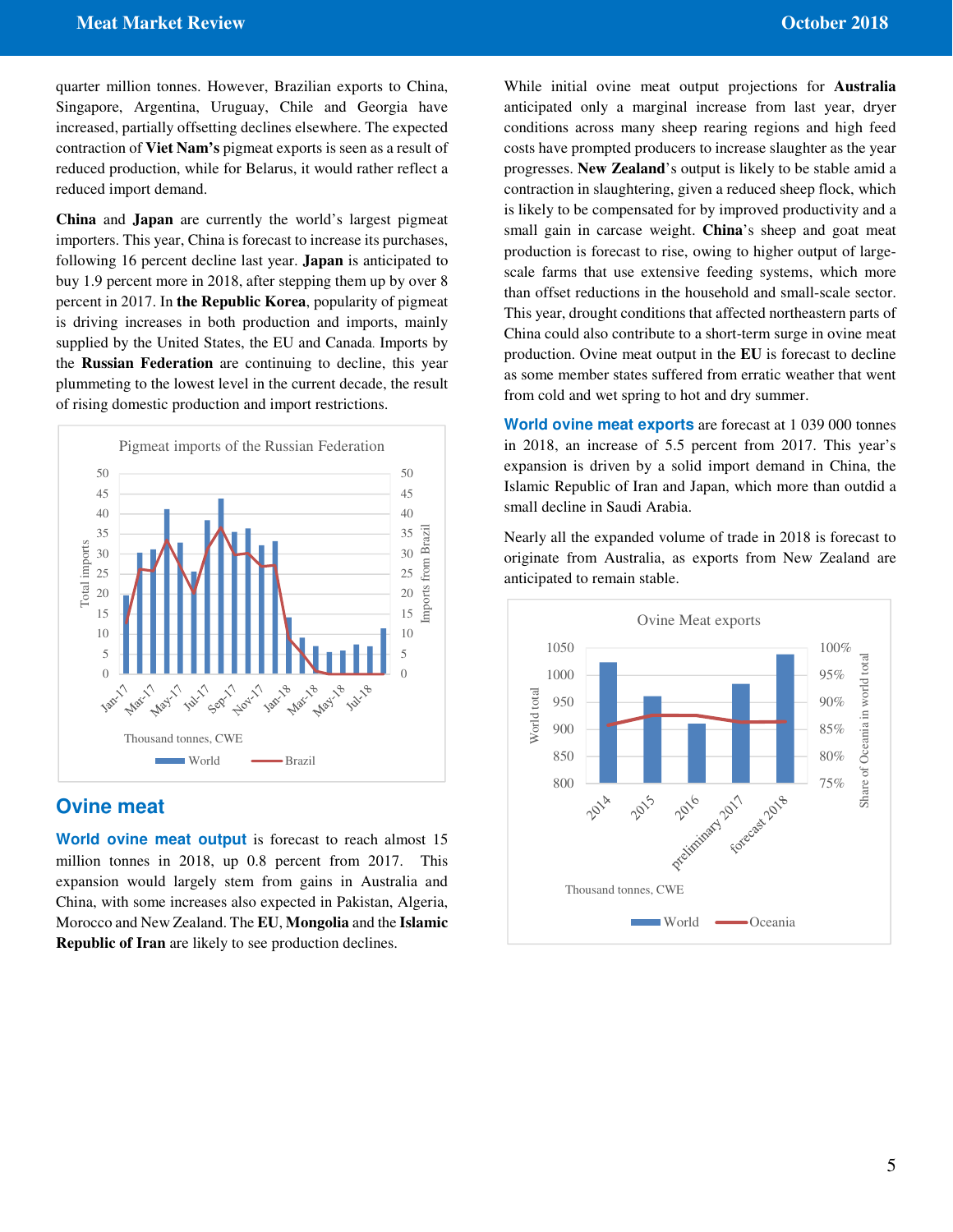quarter million tonnes. However, Brazilian exports to China, Singapore, Argentina, Uruguay, Chile and Georgia have increased, partially offsetting declines elsewhere. The expected contraction of **Viet Nam's** pigmeat exports is seen as a result of reduced production, while for Belarus, it would rather reflect a reduced import demand.

**China** and **Japan** are currently the world's largest pigmeat importers. This year, China is forecast to increase its purchases, following 16 percent decline last year. **Japan** is anticipated to buy 1.9 percent more in 2018, after stepping them up by over 8 percent in 2017. In **the Republic Korea**, popularity of pigmeat is driving increases in both production and imports, mainly supplied by the United States, the EU and Canada. Imports by the **Russian Federation** are continuing to decline, this year plummeting to the lowest level in the current decade, the result of rising domestic production and import restrictions.

Pigmeat imports of the Russian Federation

Thousand tonnes, CWE

World — Brazil

## Ovine meat

**World ovine meat output** is forecast to reach almost 15 million tonnes in 2018, up 0.8 percent from 2017. This expansion would largely stem from gains in Australia and China, with some increases also expected in Pakistan, Algeria, Morocco and New Zealand. The **EU**, **Mongolia** and the **Islamic Republic of Iran** are likely to see production declines.

While initial ovine meat output projections for **Australia** anticipated only a marginal increase from last year, dryer conditions across many sheep rearing regions and high feed costs have prompted producers to increase slaughter as the year progresses. **New Zealand**'s output is likely to be stable amid a contraction in slaughtering, given a reduced sheep flock, which is likely to be compensated for by improved productivity and a small gain in carcase weight. **China**'s sheep and goat meat production is forecast to rise, owing to higher output of large-scale farms that use extensive feeding systems, which more than offset reductions in the household and small-scale sector. This year, drought conditions that affected northeastern parts of China could also contribute to a short-term surge in ovine meat production. Ovine meat output in the **EU** is forecast to decline as some member states suffered from erratic weather that went from cold and wet spring to hot and dry summer.

**World ovine meat exports** are forecast at 1 039 000 tonnes in 2018, an increase of 5.5 percent from 2017. This year's expansion is driven by a solid import demand in China, the Islamic Republic of Iran and Japan, which more than outdid a small decline in Saudi Arabia.

Nearly all the expanded volume of trade in 2018 is forecast to originate from Australia, as exports from New Zealand are anticipated to remain stable.

Ovine Meat exports

Thousand tonnes, CWE

World — Oceania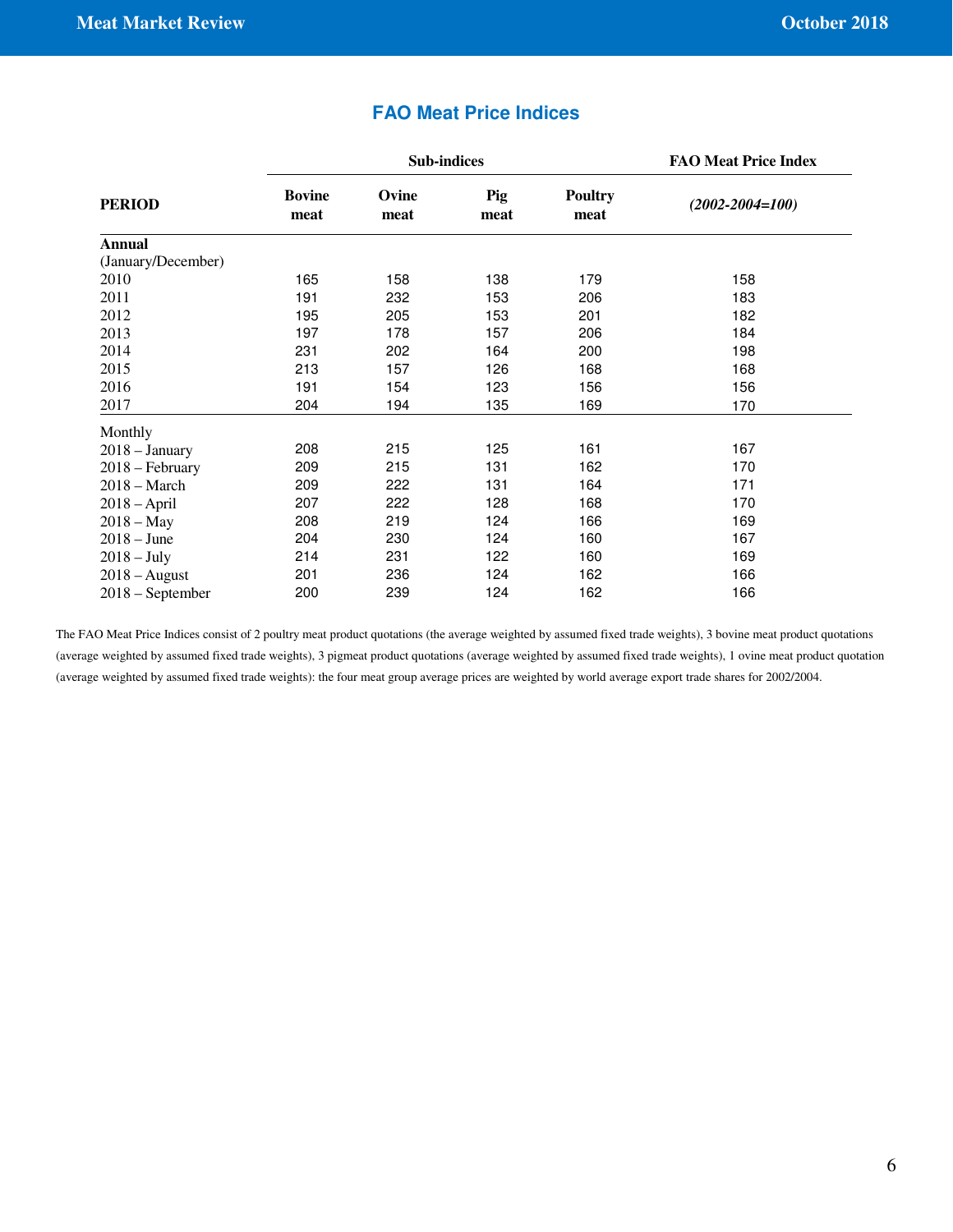## FAO Meat Price Indices

| PERIOD | Sub-indices | | | | FAO Meat Price Index |
|---|---|---|---|---|---|
| | Bovine meat | Ovine meat | Pig meat | Poultry meat | *(2002-2004=100)* |
| **Annual** | | | | | |
| (January/December) | | | | | |
| 2010 | 165 | 158 | 138 | 179 | 158 |
| 2011 | 191 | 232 | 153 | 206 | 183 |
| 2012 | 195 | 205 | 153 | 201 | 182 |
| 2013 | 197 | 178 | 157 | 206 | 184 |
| 2014 | 231 | 202 | 164 | 200 | 198 |
| 2015 | 213 | 157 | 126 | 168 | 168 |
| 2016 | 191 | 154 | 123 | 156 | 156 |
| 2017 | 204 | 194 | 135 | 169 | 170 |
| Monthly | | | | | |
| 2018 – January | 208 | 215 | 125 | 161 | 167 |
| 2018 – February | 209 | 215 | 131 | 162 | 170 |
| 2018 – March | 209 | 222 | 131 | 164 | 171 |
| 2018 – April | 207 | 222 | 128 | 168 | 170 |
| 2018 – May | 208 | 219 | 124 | 166 | 169 |
| 2018 – June | 204 | 230 | 124 | 160 | 167 |
| 2018 – July | 214 | 231 | 122 | 160 | 169 |
| 2018 – August | 201 | 236 | 124 | 162 | 166 |
| 2018 – September | 200 | 239 | 124 | 162 | 166 |

The FAO Meat Price Indices consist of 2 poultry meat product quotations (the average weighted by assumed fixed trade weights), 3 bovine meat product quotations (average weighted by assumed fixed trade weights), 3 pigmeat product quotations (average weighted by assumed fixed trade weights), 1 ovine meat product quotation (average weighted by assumed fixed trade weights): the four meat group average prices are weighted by world average export trade shares for 2002/2004.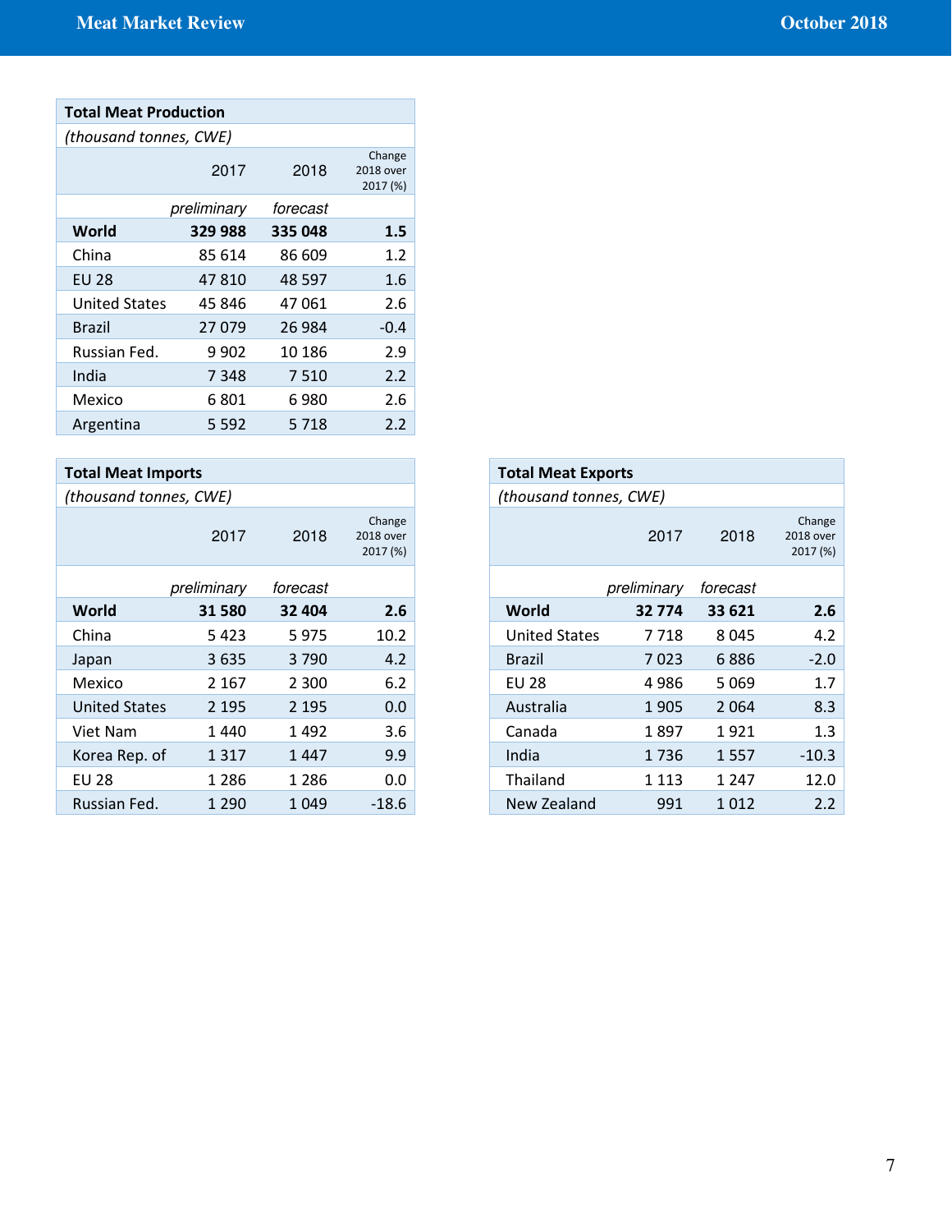**Total Meat Production**

*(thousand tonnes, CWE)*

| | 2017 | 2018 | Change 2018 over 2017 (%) |
|---|---|---|---|
| | *preliminary* | *forecast* | |
| **World** | **329 988** | **335 048** | **1.5** |
| China | 85 614 | 86 609 | 1.2 |
| EU 28 | 47 810 | 48 597 | 1.6 |
| United States | 45 846 | 47 061 | 2.6 |
| Brazil | 27 079 | 26 984 | -0.4 |
| Russian Fed. | 9 902 | 10 186 | 2.9 |
| India | 7 348 | 7 510 | 2.2 |
| Mexico | 6 801 | 6 980 | 2.6 |
| Argentina | 5 592 | 5 718 | 2.2 |

**Total Meat Imports**

*(thousand tonnes, CWE)*

| | 2017 | 2018 | Change 2018 over 2017 (%) |
|---|---|---|---|
| | *preliminary* | *forecast* | |
| **World** | **31 580** | **32 404** | **2.6** |
| China | 5 423 | 5 975 | 10.2 |
| Japan | 3 635 | 3 790 | 4.2 |
| Mexico | 2 167 | 2 300 | 6.2 |
| United States | 2 195 | 2 195 | 0.0 |
| Viet Nam | 1 440 | 1 492 | 3.6 |
| Korea Rep. of | 1 317 | 1 447 | 9.9 |
| EU 28 | 1 286 | 1 286 | 0.0 |
| Russian Fed. | 1 290 | 1 049 | -18.6 |

**Total Meat Exports**

*(thousand tonnes, CWE)*

| | 2017 | 2018 | Change 2018 over 2017 (%) |
|---|---|---|---|
| | *preliminary* | *forecast* | |
| **World** | **32 774** | **33 621** | **2.6** |
| United States | 7 718 | 8 045 | 4.2 |
| Brazil | 7 023 | 6 886 | -2.0 |
| EU 28 | 4 986 | 5 069 | 1.7 |
| Australia | 1 905 | 2 064 | 8.3 |
| Canada | 1 897 | 1 921 | 1.3 |
| India | 1 736 | 1 557 | -10.3 |
| Thailand | 1 113 | 1 247 | 12.0 |
| New Zealand | 991 | 1 012 | 2.2 |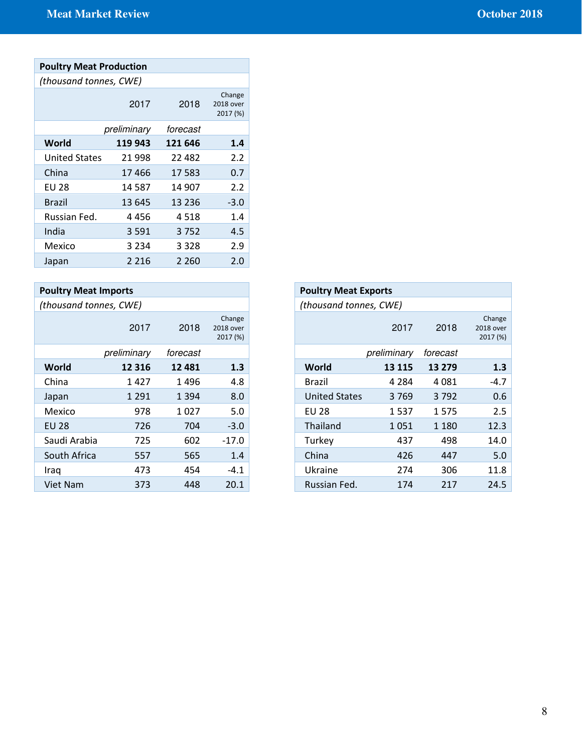| Poulty Meat Production | | | |
|---|---|---|---|
| *(thousand tonnes, CWE)* | | | |
| | 2017 | 2018 | Change 2018 over 2017 (%) |
| | *preliminary* | *forecast* | |
| **World** | **119 943** | **121 646** | **1.4** |
| United States | 21 998 | 22 482 | 2.2 |
| China | 17 466 | 17 583 | 0.7 |
| EU 28 | 14 587 | 14 907 | 2.2 |
| Brazil | 13 645 | 13 236 | -3.0 |
| Russian Fed. | 4 456 | 4 518 | 1.4 |
| India | 3 591 | 3 752 | 4.5 |
| Mexico | 3 234 | 3 328 | 2.9 |
| Japan | 2 216 | 2 260 | 2.0 |

| Poultry Meat Imports | | | |
|---|---|---|---|
| *(thousand tonnes, CWE)* | | | |
| | 2017 | 2018 | Change 2018 over 2017 (%) |
| | *preliminary* | *forecast* | |
| **World** | **12 316** | **12 481** | **1.3** |
| China | 1 427 | 1 496 | 4.8 |
| Japan | 1 291 | 1 394 | 8.0 |
| Mexico | 978 | 1 027 | 5.0 |
| EU 28 | 726 | 704 | -3.0 |
| Saudi Arabia | 725 | 602 | -17.0 |
| South Africa | 557 | 565 | 1.4 |
| Iraq | 473 | 454 | -4.1 |
| Viet Nam | 373 | 448 | 20.1 |

| Poultry Meat Exports | | | |
|---|---|---|---|
| *(thousand tonnes, CWE)* | | | |
| | 2017 | 2018 | Change 2018 over 2017 (%) |
| | *preliminary* | *forecast* | |
| **World** | **13 115** | **13 279** | **1.3** |
| Brazil | 4 284 | 4 081 | -4.7 |
| United States | 3 769 | 3 792 | 0.6 |
| EU 28 | 1 537 | 1 575 | 2.5 |
| Thailand | 1 051 | 1 180 | 12.3 |
| Turkey | 437 | 498 | 14.0 |
| China | 426 | 447 | 5.0 |
| Ukraine | 274 | 306 | 11.8 |
| Russian Fed. | 174 | 217 | 24.5 |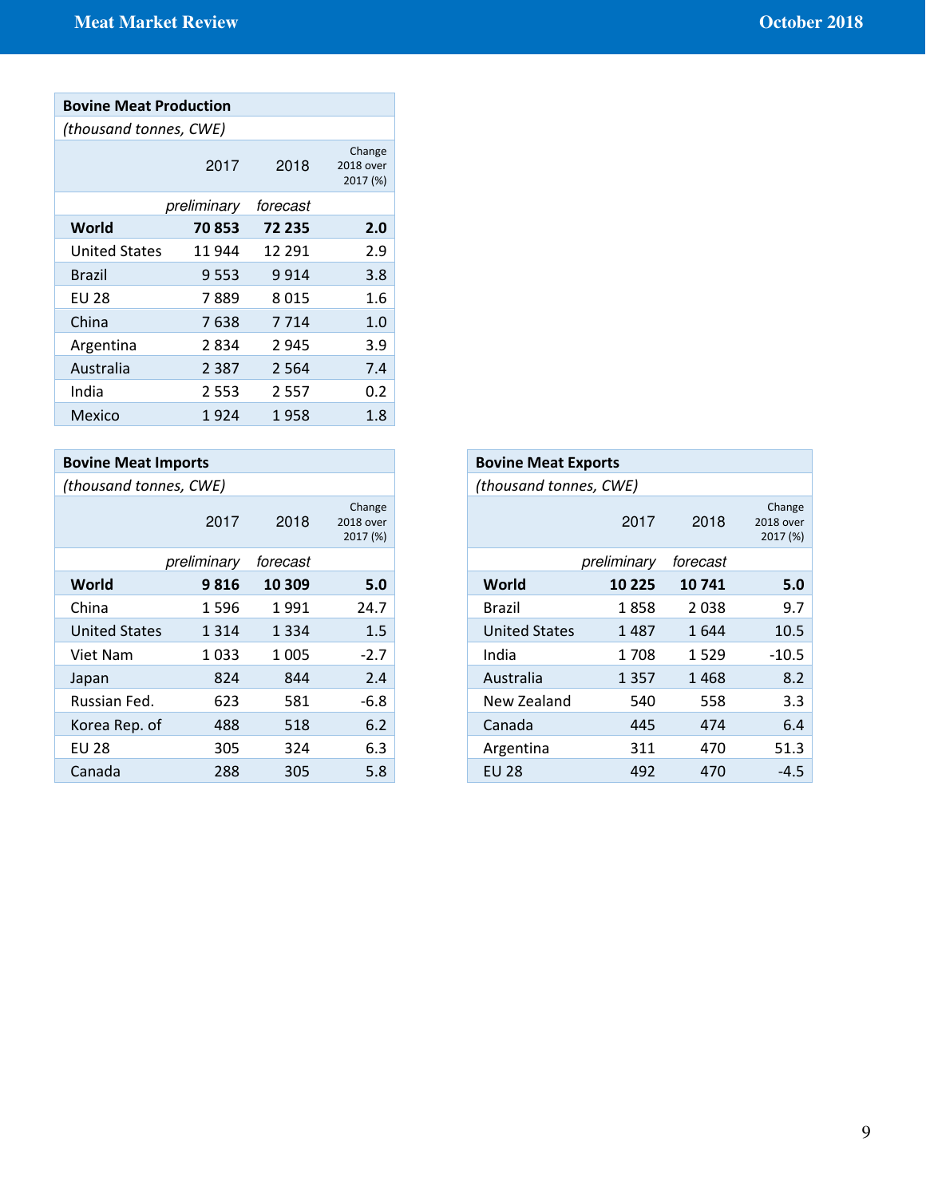| Bovine Meat Production | | | |
|---|---|---|---|
| *(thousand tonnes, CWE)* | | | |
| | 2017 | 2018 | Change 2018 over 2017 (%) |
| | *preliminary* | *forecast* | |
| **World** | **70 853** | **72 235** | **2.0** |
| United States | 11 944 | 12 291 | 2.9 |
| Brazil | 9 553 | 9 914 | 3.8 |
| EU 28 | 7 889 | 8 015 | 1.6 |
| China | 7 638 | 7 714 | 1.0 |
| Argentina | 2 834 | 2 945 | 3.9 |
| Australia | 2 387 | 2 564 | 7.4 |
| India | 2 553 | 2 557 | 0.2 |
| Mexico | 1 924 | 1 958 | 1.8 |

| Bovine Meat Imports | | | |
|---|---|---|---|
| *(thousand tonnes, CWE)* | | | |
| | 2017 | 2018 | Change 2018 over 2017 (%) |
| | *preliminary* | *forecast* | |
| **World** | **9 816** | **10 309** | **5.0** |
| China | 1 596 | 1 991 | 24.7 |
| United States | 1 314 | 1 334 | 1.5 |
| Viet Nam | 1 033 | 1 005 | -2.7 |
| Japan | 824 | 844 | 2.4 |
| Russian Fed. | 623 | 581 | -6.8 |
| Korea Rep. of | 488 | 518 | 6.2 |
| EU 28 | 305 | 324 | 6.3 |
| Canada | 288 | 305 | 5.8 |

| Bovine Meat Exports | | | |
|---|---|---|---|
| *(thousand tonnes, CWE)* | | | |
| | 2017 | 2018 | Change 2018 over 2017 (%) |
| | *preliminary* | *forecast* | |
| **World** | **10 225** | **10 741** | **5.0** |
| Brazil | 1 858 | 2 038 | 9.7 |
| United States | 1 487 | 1 644 | 10.5 |
| India | 1 708 | 1 529 | -10.5 |
| Australia | 1 357 | 1 468 | 8.2 |
| New Zealand | 540 | 558 | 3.3 |
| Canada | 445 | 474 | 6.4 |
| Argentina | 311 | 470 | 51.3 |
| EU 28 | 492 | 470 | -4.5 |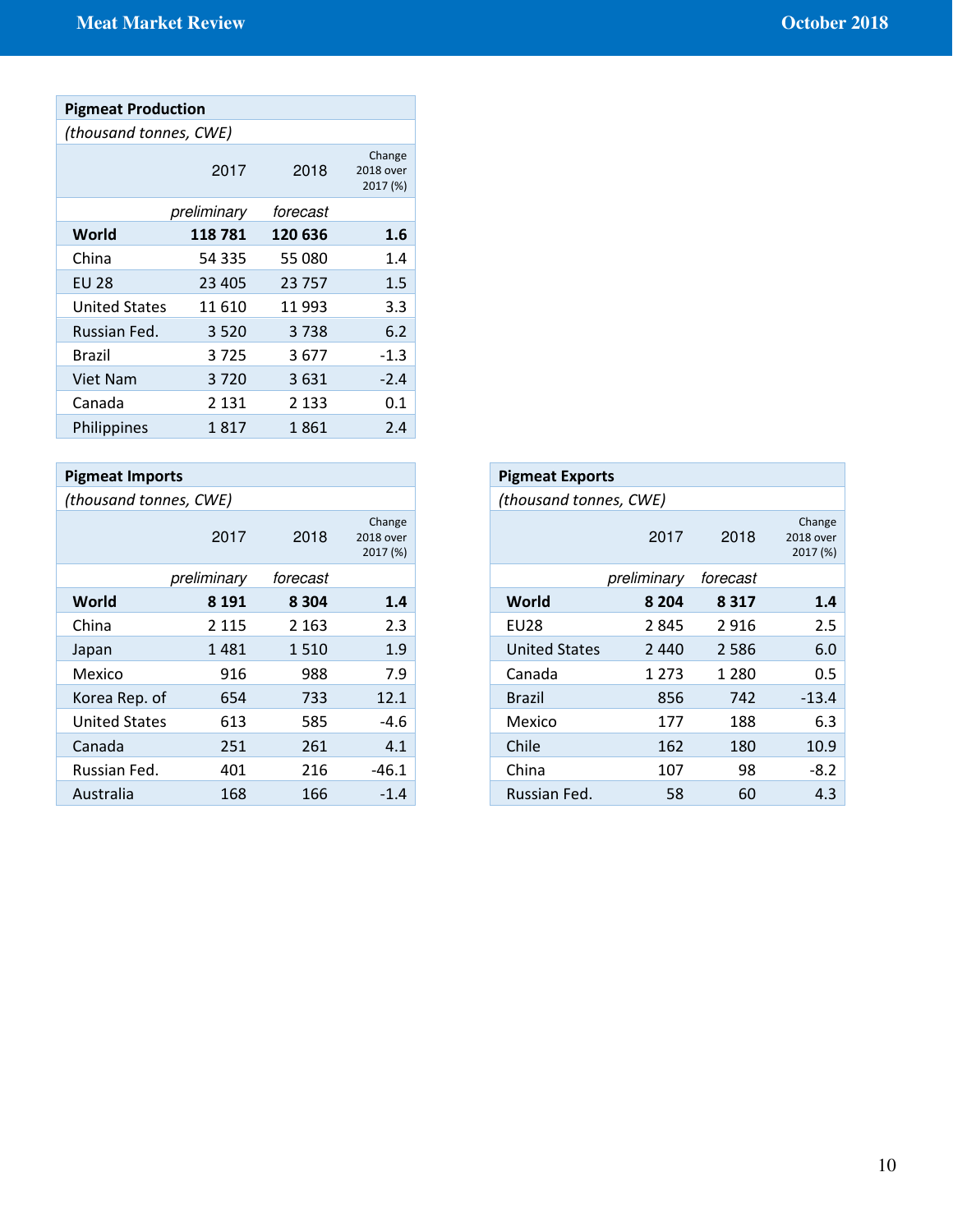**Pigmeat Production**

*(thousand tonnes, CWE)*

| | 2017 | 2018 | Change 2018 over 2017 (%) |
|---|---|---|---|
| | *preliminary* | *forecast* | |
| **World** | **118 781** | **120 636** | **1.6** |
| China | 54 335 | 55 080 | 1.4 |
| EU 28 | 23 405 | 23 757 | 1.5 |
| United States | 11 610 | 11 993 | 3.3 |
| Russian Fed. | 3 520 | 3 738 | 6.2 |
| Brazil | 3 725 | 3 677 | -1.3 |
| Viet Nam | 3 720 | 3 631 | -2.4 |
| Canada | 2 131 | 2 133 | 0.1 |
| Philippines | 1 817 | 1 861 | 2.4 |

**Pigmeat Imports**

*(thousand tonnes, CWE)*

| | 2017 | 2018 | Change 2018 over 2017 (%) |
|---|---|---|---|
| | *preliminary* | *forecast* | |
| **World** | **8 191** | **8 304** | **1.4** |
| China | 2 115 | 2 163 | 2.3 |
| Japan | 1 481 | 1 510 | 1.9 |
| Mexico | 916 | 988 | 7.9 |
| Korea Rep. of | 654 | 733 | 12.1 |
| United States | 613 | 585 | -4.6 |
| Canada | 251 | 261 | 4.1 |
| Russian Fed. | 401 | 216 | -46.1 |
| Australia | 168 | 166 | -1.4 |

**Pigmeat Exports**

*(thousand tonnes, CWE)*

| | 2017 | 2018 | Change 2018 over 2017 (%) |
|---|---|---|---|
| | *preliminary* | *forecast* | |
| **World** | **8 204** | **8 317** | **1.4** |
| EU28 | 2 845 | 2 916 | 2.5 |
| United States | 2 440 | 2 586 | 6.0 |
| Canada | 1 273 | 1 280 | 0.5 |
| Brazil | 856 | 742 | -13.4 |
| Mexico | 177 | 188 | 6.3 |
| Chile | 162 | 180 | 10.9 |
| China | 107 | 98 | -8.2 |
| Russian Fed. | 58 | 60 | 4.3 |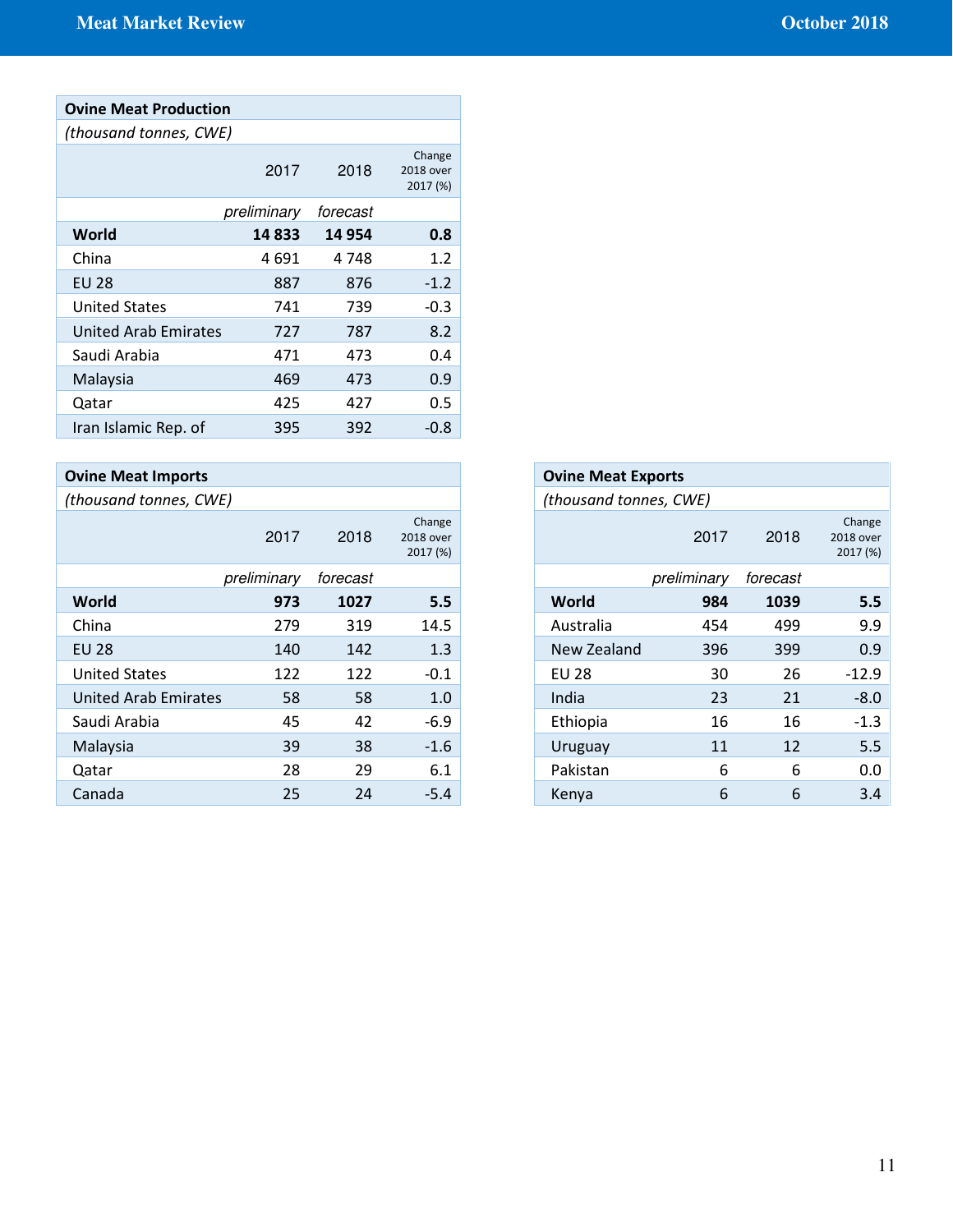| Ovine Meat Production | | | |
|---|---|---|---|
| *(thousand tonnes, CWE)* | | | |
| | 2017 | 2018 | Change 2018 over 2017 (%) |
| | *preliminary* | *forecast* | |
| **World** | **14 833** | **14 954** | **0.8** |
| China | 4 691 | 4 748 | 1.2 |
| EU 28 | 887 | 876 | -1.2 |
| United States | 741 | 739 | -0.3 |
| United Arab Emirates | 727 | 787 | 8.2 |
| Saudi Arabia | 471 | 473 | 0.4 |
| Malaysia | 469 | 473 | 0.9 |
| Qatar | 425 | 427 | 0.5 |
| Iran Islamic Rep. of | 395 | 392 | -0.8 |

| Ovine Meat Imports | | | |
|---|---|---|---|
| *(thousand tonnes, CWE)* | | | |
| | 2017 | 2018 | Change 2018 over 2017 (%) |
| | *preliminary* | *forecast* | |
| **World** | **973** | **1027** | **5.5** |
| China | 279 | 319 | 14.5 |
| EU 28 | 140 | 142 | 1.3 |
| United States | 122 | 122 | -0.1 |
| United Arab Emirates | 58 | 58 | 1.0 |
| Saudi Arabia | 45 | 42 | -6.9 |
| Malaysia | 39 | 38 | -1.6 |
| Qatar | 28 | 29 | 6.1 |
| Canada | 25 | 24 | -5.4 |

| Ovine Meat Exports | | | |
|---|---|---|---|
| *(thousand tonnes, CWE)* | | | |
| | 2017 | 2018 | Change 2018 over 2017 (%) |
| | *preliminary* | *forecast* | |
| **World** | **984** | **1039** | **5.5** |
| Australia | 454 | 499 | 9.9 |
| New Zealand | 396 | 399 | 0.9 |
| EU 28 | 30 | 26 | -12.9 |
| India | 23 | 21 | -8.0 |
| Ethiopia | 16 | 16 | -1.3 |
| Uruguay | 11 | 12 | 5.5 |
| Pakistan | 6 | 6 | 0.0 |
| Kenya | 6 | 6 | 3.4 |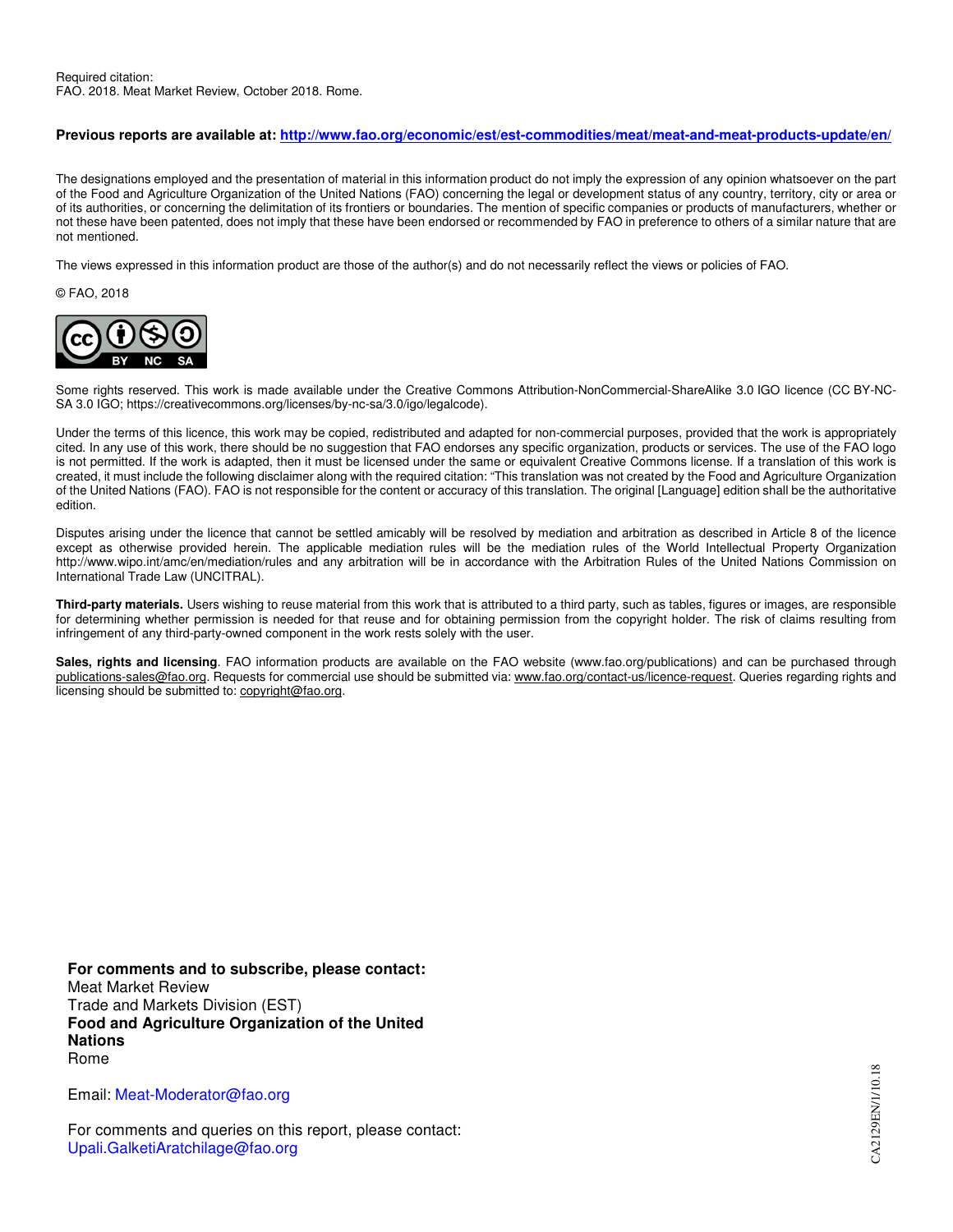Required citation:
FAO. 2018. Meat Market Review, October 2018. Rome.

**Previous reports are available at: http://www.fao.org/economic/est/est-commodities/meat/meat-and-meat-products-update/en/**

The designations employed and the presentation of material in this information product do not imply the expression of any opinion whatsoever on the part of the Food and Agriculture Organization of the United Nations (FAO) concerning the legal or development status of any country, territory, city or area or of its authorities, or concerning the delimitation of its frontiers or boundaries. The mention of specific companies or products of manufacturers, whether or not these have been patented, does not imply that these have been endorsed or recommended by FAO in preference to others of a similar nature that are not mentioned.

The views expressed in this information product are those of the author(s) and do not necessarily reflect the views or policies of FAO.

© FAO, 2018

Some rights reserved. This work is made available under the Creative Commons Attribution-NonCommercial-ShareAlike 3.0 IGO licence (CC BY-NC-SA 3.0 IGO; https://creativecommons.org/licenses/by-nc-sa/3.0/igo/legalcode).

Under the terms of this licence, this work may be copied, redistributed and adapted for non-commercial purposes, provided that the work is appropriately cited. In any use of this work, there should be no suggestion that FAO endorses any specific organization, products or services. The use of the FAO logo is not permitted. If the work is adapted, then it must be licensed under the same or equivalent Creative Commons license. If a translation of this work is created, it must include the following disclaimer along with the required citation: "This translation was not created by the Food and Agriculture Organization of the United Nations (FAO). FAO is not responsible for the content or accuracy of this translation. The original [Language] edition shall be the authoritative edition.

Disputes arising under the licence that cannot be settled amicably will be resolved by mediation and arbitration as described in Article 8 of the licence except as otherwise provided herein. The applicable mediation rules will be the mediation rules of the World Intellectual Property Organization http://www.wipo.int/amc/en/mediation/rules and any arbitration will be in accordance with the Arbitration Rules of the United Nations Commission on International Trade Law (UNCITRAL).

**Third-party materials.** Users wishing to reuse material from this work that is attributed to a third party, such as tables, figures or images, are responsible for determining whether permission is needed for that reuse and for obtaining permission from the copyright holder. The risk of claims resulting from infringement of any third-party-owned component in the work rests solely with the user.

**Sales, rights and licensing**. FAO information products are available on the FAO website (www.fao.org/publications) and can be purchased through publications-sales@fao.org. Requests for commercial use should be submitted via: www.fao.org/contact-us/licence-request. Queries regarding rights and licensing should be submitted to: copyright@fao.org.

**For comments and to subscribe, please contact:**
Meat Market Review
Trade and Markets Division (EST)
**Food and Agriculture Organization of the United Nations**
Rome

Email: Meat-Moderator@fao.org

For comments and queries on this report, please contact:
Upali.GalketiAratchilage@fao.org

CA2129EN/1/10.18